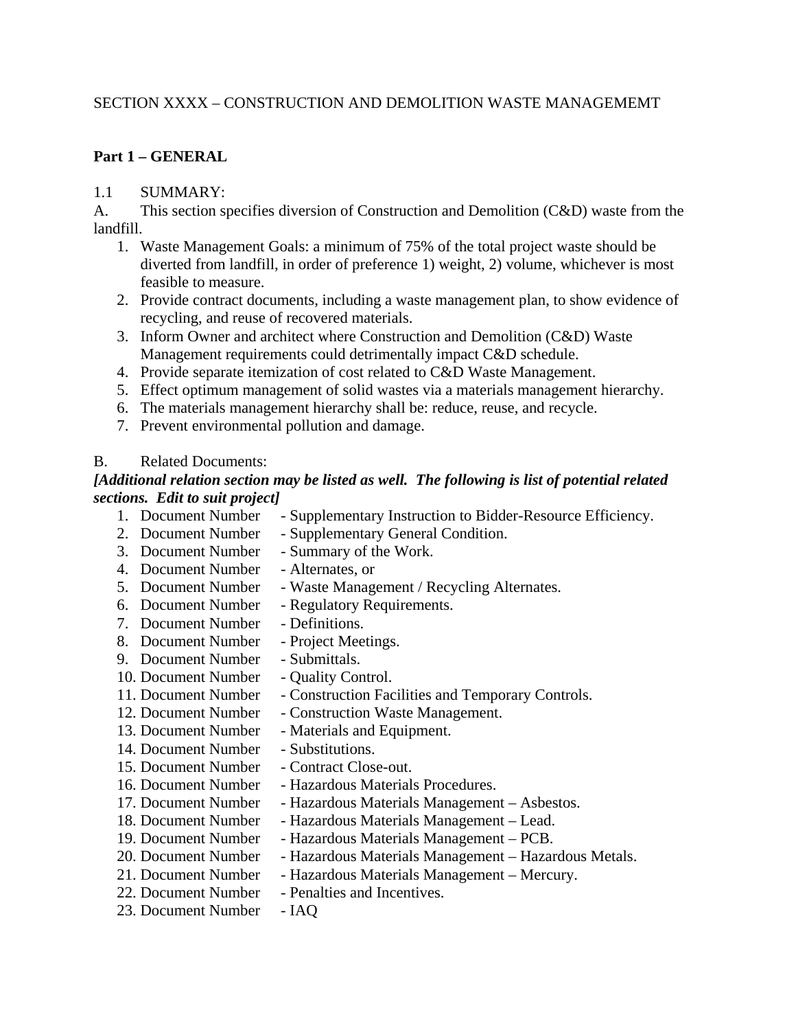SECTION XXXX – CONSTRUCTION AND DEMOLITION WASTE MANAGEMEMT

**Part 1 – GENERAL**

1.1 SUMMARY:

A. This section specifies diversion of Construction and Demolition (C&D) waste from the landfill.

1. Waste Management Goals: a minimum of 75% of the total project waste should be diverted from landfill, in order of preference 1) weight, 2) volume, whichever is most feasible to measure.
2. Provide contract documents, including a waste management plan, to show evidence of recycling, and reuse of recovered materials.
3. Inform Owner and architect where Construction and Demolition (C&D) Waste Management requirements could detrimentally impact C&D schedule.
4. Provide separate itemization of cost related to C&D Waste Management.
5. Effect optimum management of solid wastes via a materials management hierarchy.
6. The materials management hierarchy shall be: reduce, reuse, and recycle.
7. Prevent environmental pollution and damage.

B. Related Documents:

***[Additional relation section may be listed as well. The following is list of potential related sections. Edit to suit project]***

1. Document Number - Supplementary Instruction to Bidder-Resource Efficiency.
2. Document Number - Supplementary General Condition.
3. Document Number - Summary of the Work.
4. Document Number - Alternates, or
5. Document Number - Waste Management / Recycling Alternates.
6. Document Number - Regulatory Requirements.
7. Document Number - Definitions.
8. Document Number - Project Meetings.
9. Document Number - Submittals.
10. Document Number - Quality Control.
11. Document Number - Construction Facilities and Temporary Controls.
12. Document Number - Construction Waste Management.
13. Document Number - Materials and Equipment.
14. Document Number - Substitutions.
15. Document Number - Contract Close-out.
16. Document Number - Hazardous Materials Procedures.
17. Document Number - Hazardous Materials Management – Asbestos.
18. Document Number - Hazardous Materials Management – Lead.
19. Document Number - Hazardous Materials Management – PCB.
20. Document Number - Hazardous Materials Management – Hazardous Metals.
21. Document Number - Hazardous Materials Management – Mercury.
22. Document Number - Penalties and Incentives.
23. Document Number - IAQ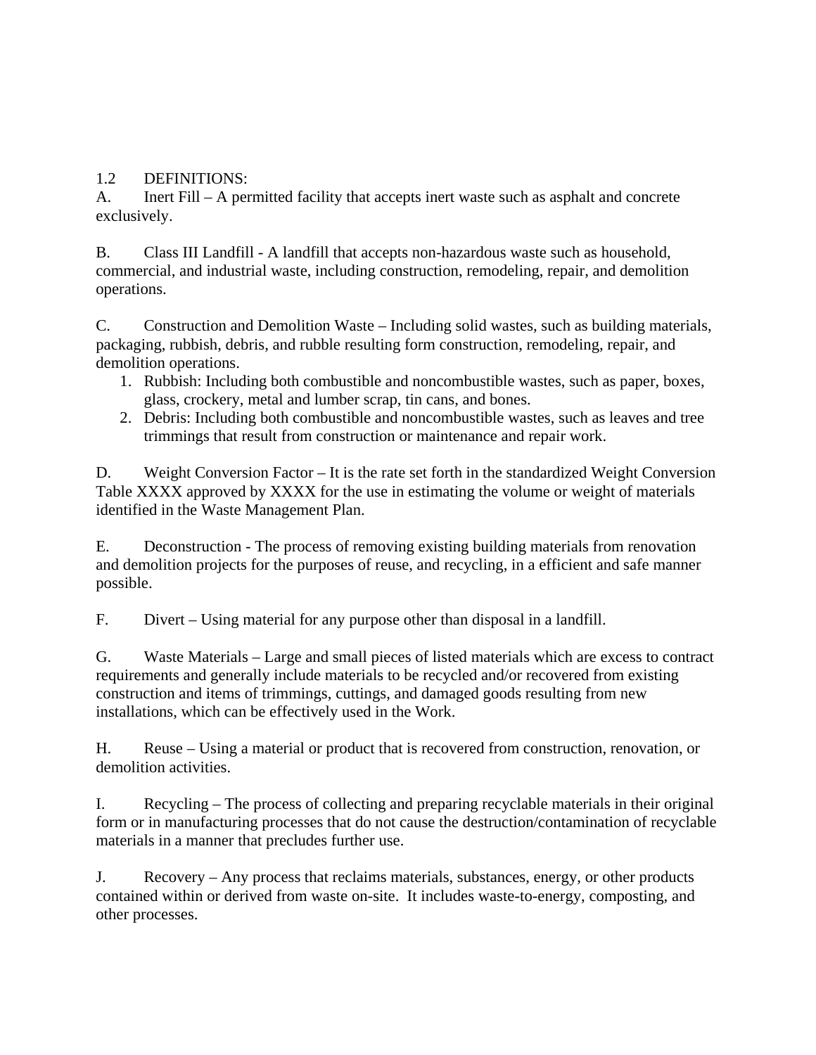1.2 DEFINITIONS:

A. Inert Fill – A permitted facility that accepts inert waste such as asphalt and concrete exclusively.

B. Class III Landfill - A landfill that accepts non-hazardous waste such as household, commercial, and industrial waste, including construction, remodeling, repair, and demolition operations.

C. Construction and Demolition Waste – Including solid wastes, such as building materials, packaging, rubbish, debris, and rubble resulting form construction, remodeling, repair, and demolition operations.

1. Rubbish: Including both combustible and noncombustible wastes, such as paper, boxes, glass, crockery, metal and lumber scrap, tin cans, and bones.
2. Debris: Including both combustible and noncombustible wastes, such as leaves and tree trimmings that result from construction or maintenance and repair work.

D. Weight Conversion Factor – It is the rate set forth in the standardized Weight Conversion Table XXXX approved by XXXX for the use in estimating the volume or weight of materials identified in the Waste Management Plan.

E. Deconstruction - The process of removing existing building materials from renovation and demolition projects for the purposes of reuse, and recycling, in a efficient and safe manner possible.

F. Divert – Using material for any purpose other than disposal in a landfill.

G. Waste Materials – Large and small pieces of listed materials which are excess to contract requirements and generally include materials to be recycled and/or recovered from existing construction and items of trimmings, cuttings, and damaged goods resulting from new installations, which can be effectively used in the Work.

H. Reuse – Using a material or product that is recovered from construction, renovation, or demolition activities.

I. Recycling – The process of collecting and preparing recyclable materials in their original form or in manufacturing processes that do not cause the destruction/contamination of recyclable materials in a manner that precludes further use.

J. Recovery – Any process that reclaims materials, substances, energy, or other products contained within or derived from waste on-site. It includes waste-to-energy, composting, and other processes.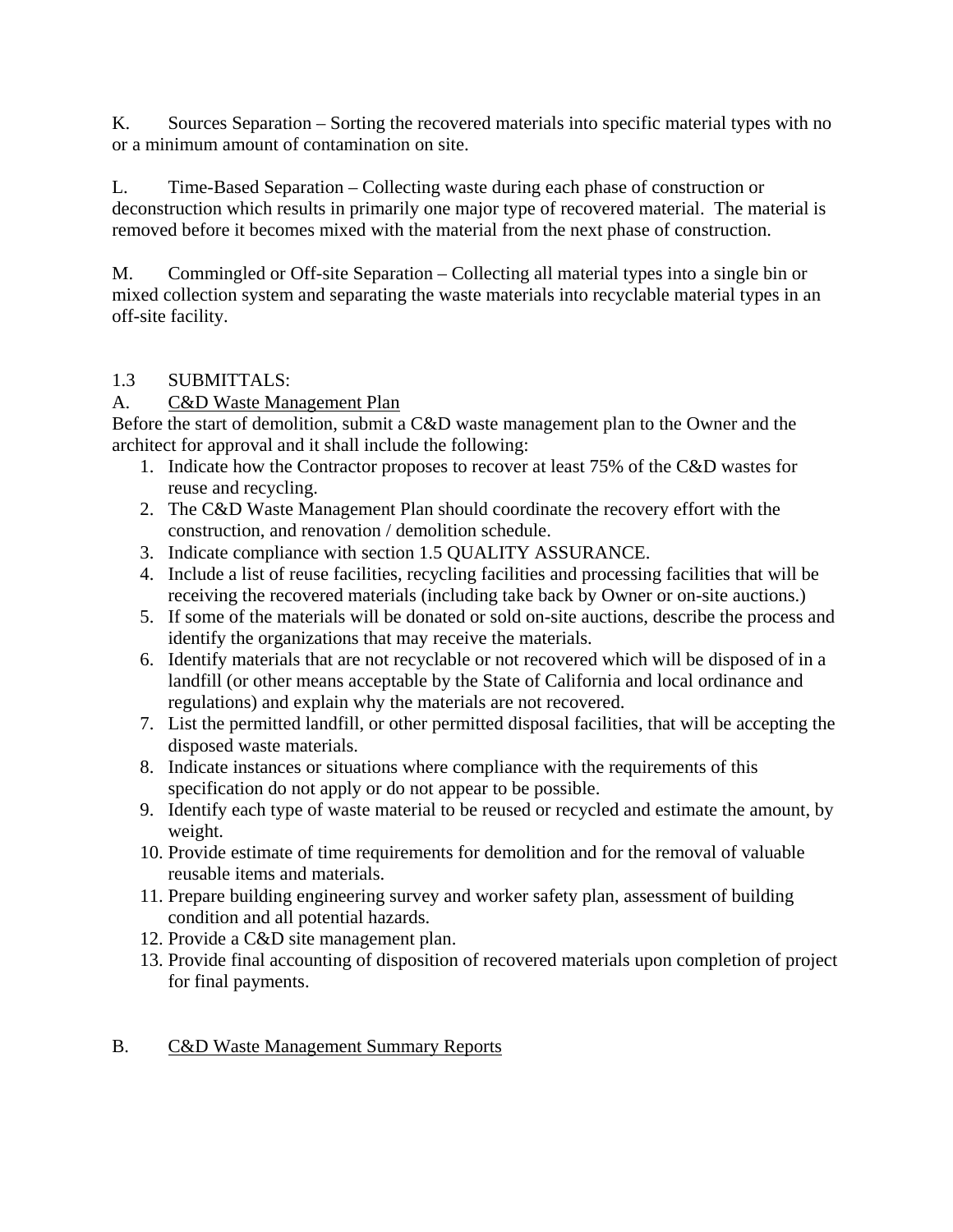K. Sources Separation – Sorting the recovered materials into specific material types with no or a minimum amount of contamination on site.

L. Time-Based Separation – Collecting waste during each phase of construction or deconstruction which results in primarily one major type of recovered material. The material is removed before it becomes mixed with the material from the next phase of construction.

M. Commingled or Off-site Separation – Collecting all material types into a single bin or mixed collection system and separating the waste materials into recyclable material types in an off-site facility.

1.3 SUBMITTALS:

A. <u>C&D Waste Management Plan</u>

Before the start of demolition, submit a C&D waste management plan to the Owner and the architect for approval and it shall include the following:

1. Indicate how the Contractor proposes to recover at least 75% of the C&D wastes for reuse and recycling.
2. The C&D Waste Management Plan should coordinate the recovery effort with the construction, and renovation / demolition schedule.
3. Indicate compliance with section 1.5 QUALITY ASSURANCE.
4. Include a list of reuse facilities, recycling facilities and processing facilities that will be receiving the recovered materials (including take back by Owner or on-site auctions.)
5. If some of the materials will be donated or sold on-site auctions, describe the process and identify the organizations that may receive the materials.
6. Identify materials that are not recyclable or not recovered which will be disposed of in a landfill (or other means acceptable by the State of California and local ordinance and regulations) and explain why the materials are not recovered.
7. List the permitted landfill, or other permitted disposal facilities, that will be accepting the disposed waste materials.
8. Indicate instances or situations where compliance with the requirements of this specification do not apply or do not appear to be possible.
9. Identify each type of waste material to be reused or recycled and estimate the amount, by weight.
10. Provide estimate of time requirements for demolition and for the removal of valuable reusable items and materials.
11. Prepare building engineering survey and worker safety plan, assessment of building condition and all potential hazards.
12. Provide a C&D site management plan.
13. Provide final accounting of disposition of recovered materials upon completion of project for final payments.

B. <u>C&D Waste Management Summary Reports</u>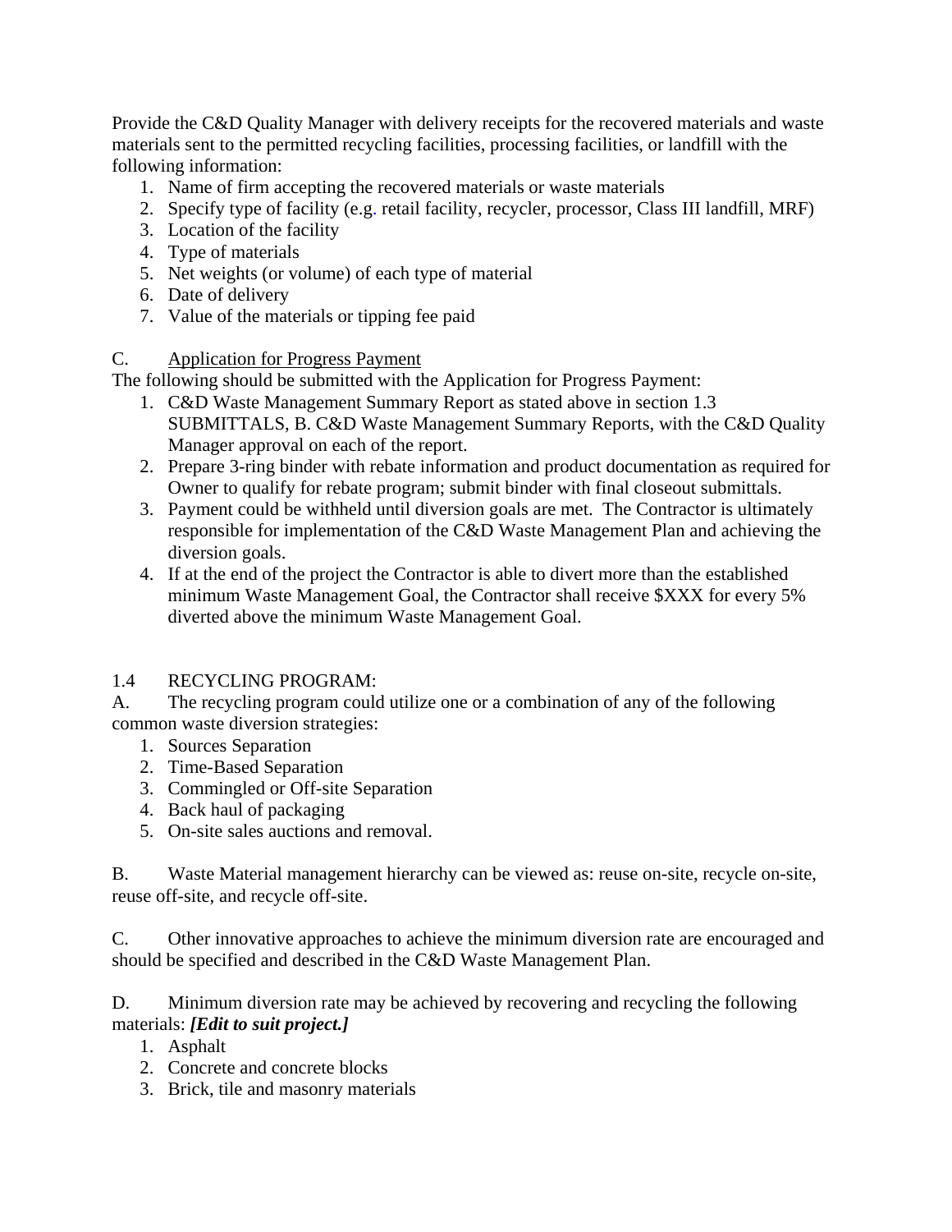Provide the C&D Quality Manager with delivery receipts for the recovered materials and waste materials sent to the permitted recycling facilities, processing facilities, or landfill with the following information:

1. Name of firm accepting the recovered materials or waste materials
2. Specify type of facility (e.g. retail facility, recycler, processor, Class III landfill, MRF)
3. Location of the facility
4. Type of materials
5. Net weights (or volume) of each type of material
6. Date of delivery
7. Value of the materials or tipping fee paid

C. Application for Progress Payment

The following should be submitted with the Application for Progress Payment:

1. C&D Waste Management Summary Report as stated above in section 1.3 SUBMITTALS, B. C&D Waste Management Summary Reports, with the C&D Quality Manager approval on each of the report.
2. Prepare 3-ring binder with rebate information and product documentation as required for Owner to qualify for rebate program; submit binder with final closeout submittals.
3. Payment could be withheld until diversion goals are met. The Contractor is ultimately responsible for implementation of the C&D Waste Management Plan and achieving the diversion goals.
4. If at the end of the project the Contractor is able to divert more than the established minimum Waste Management Goal, the Contractor shall receive $XXX for every 5% diverted above the minimum Waste Management Goal.

1.4 RECYCLING PROGRAM:

A. The recycling program could utilize one or a combination of any of the following common waste diversion strategies:

1. Sources Separation
2. Time-Based Separation
3. Commingled or Off-site Separation
4. Back haul of packaging
5. On-site sales auctions and removal.

B. Waste Material management hierarchy can be viewed as: reuse on-site, recycle on-site, reuse off-site, and recycle off-site.

C. Other innovative approaches to achieve the minimum diversion rate are encouraged and should be specified and described in the C&D Waste Management Plan.

D. Minimum diversion rate may be achieved by recovering and recycling the following materials: ***[Edit to suit project.]***

1. Asphalt
2. Concrete and concrete blocks
3. Brick, tile and masonry materials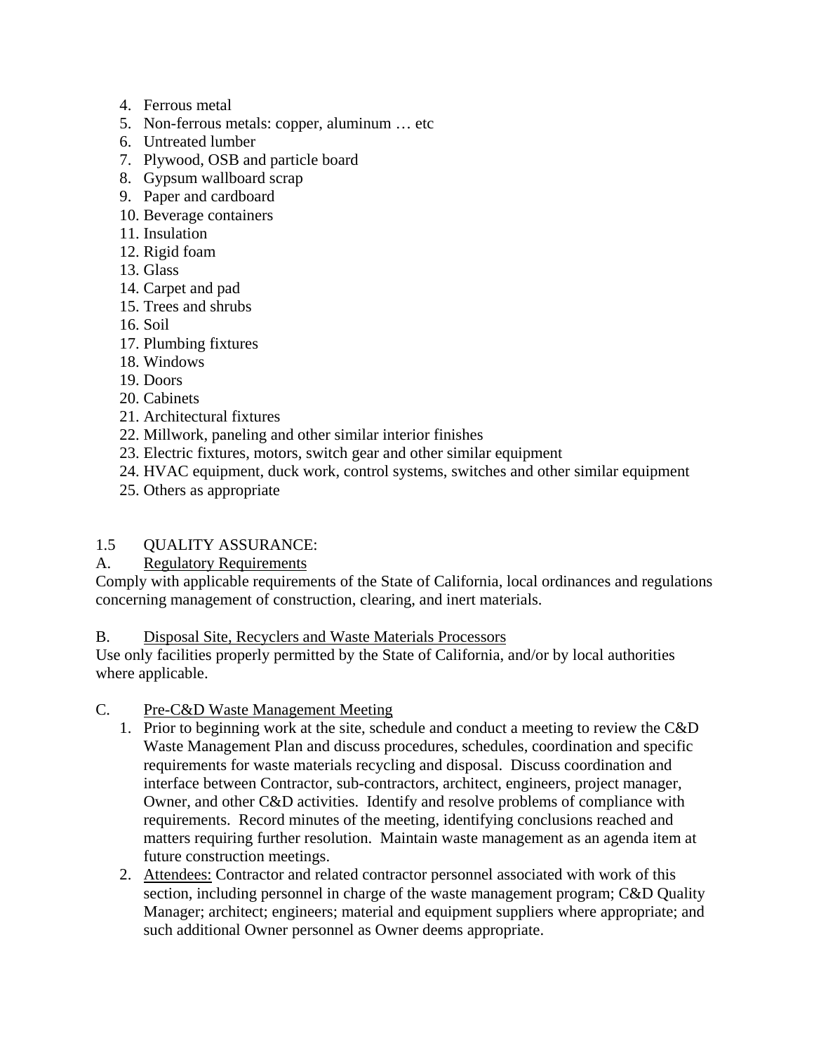4. Ferrous metal
5. Non-ferrous metals: copper, aluminum … etc
6. Untreated lumber
7. Plywood, OSB and particle board
8. Gypsum wallboard scrap
9. Paper and cardboard
10. Beverage containers
11. Insulation
12. Rigid foam
13. Glass
14. Carpet and pad
15. Trees and shrubs
16. Soil
17. Plumbing fixtures
18. Windows
19. Doors
20. Cabinets
21. Architectural fixtures
22. Millwork, paneling and other similar interior finishes
23. Electric fixtures, motors, switch gear and other similar equipment
24. HVAC equipment, duck work, control systems, switches and other similar equipment
25. Others as appropriate

1.5 QUALITY ASSURANCE:

A. Regulatory Requirements

Comply with applicable requirements of the State of California, local ordinances and regulations concerning management of construction, clearing, and inert materials.

B. Disposal Site, Recyclers and Waste Materials Processors

Use only facilities properly permitted by the State of California, and/or by local authorities where applicable.

C. Pre-C&D Waste Management Meeting

1. Prior to beginning work at the site, schedule and conduct a meeting to review the C&D Waste Management Plan and discuss procedures, schedules, coordination and specific requirements for waste materials recycling and disposal. Discuss coordination and interface between Contractor, sub-contractors, architect, engineers, project manager, Owner, and other C&D activities. Identify and resolve problems of compliance with requirements. Record minutes of the meeting, identifying conclusions reached and matters requiring further resolution. Maintain waste management as an agenda item at future construction meetings.
2. Attendees: Contractor and related contractor personnel associated with work of this section, including personnel in charge of the waste management program; C&D Quality Manager; architect; engineers; material and equipment suppliers where appropriate; and such additional Owner personnel as Owner deems appropriate.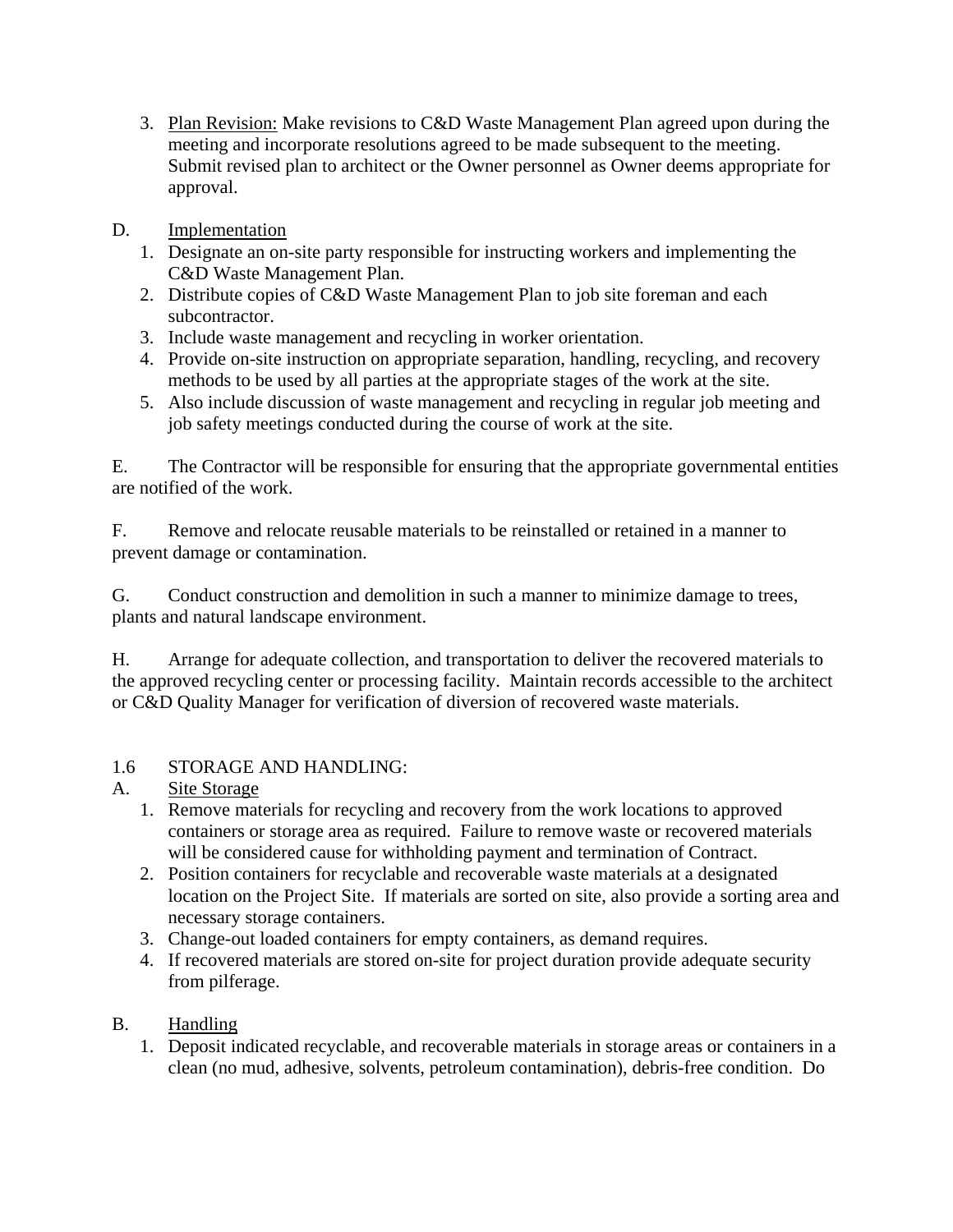3. Plan Revision: Make revisions to C&D Waste Management Plan agreed upon during the meeting and incorporate resolutions agreed to be made subsequent to the meeting. Submit revised plan to architect or the Owner personnel as Owner deems appropriate for approval.

D. Implementation

1. Designate an on-site party responsible for instructing workers and implementing the C&D Waste Management Plan.
2. Distribute copies of C&D Waste Management Plan to job site foreman and each subcontractor.
3. Include waste management and recycling in worker orientation.
4. Provide on-site instruction on appropriate separation, handling, recycling, and recovery methods to be used by all parties at the appropriate stages of the work at the site.
5. Also include discussion of waste management and recycling in regular job meeting and job safety meetings conducted during the course of work at the site.

E. The Contractor will be responsible for ensuring that the appropriate governmental entities are notified of the work.

F. Remove and relocate reusable materials to be reinstalled or retained in a manner to prevent damage or contamination.

G. Conduct construction and demolition in such a manner to minimize damage to trees, plants and natural landscape environment.

H. Arrange for adequate collection, and transportation to deliver the recovered materials to the approved recycling center or processing facility. Maintain records accessible to the architect or C&D Quality Manager for verification of diversion of recovered waste materials.

1.6 STORAGE AND HANDLING:

A. Site Storage

1. Remove materials for recycling and recovery from the work locations to approved containers or storage area as required. Failure to remove waste or recovered materials will be considered cause for withholding payment and termination of Contract.
2. Position containers for recyclable and recoverable waste materials at a designated location on the Project Site. If materials are sorted on site, also provide a sorting area and necessary storage containers.
3. Change-out loaded containers for empty containers, as demand requires.
4. If recovered materials are stored on-site for project duration provide adequate security from pilferage.

B. Handling

1. Deposit indicated recyclable, and recoverable materials in storage areas or containers in a clean (no mud, adhesive, solvents, petroleum contamination), debris-free condition. Do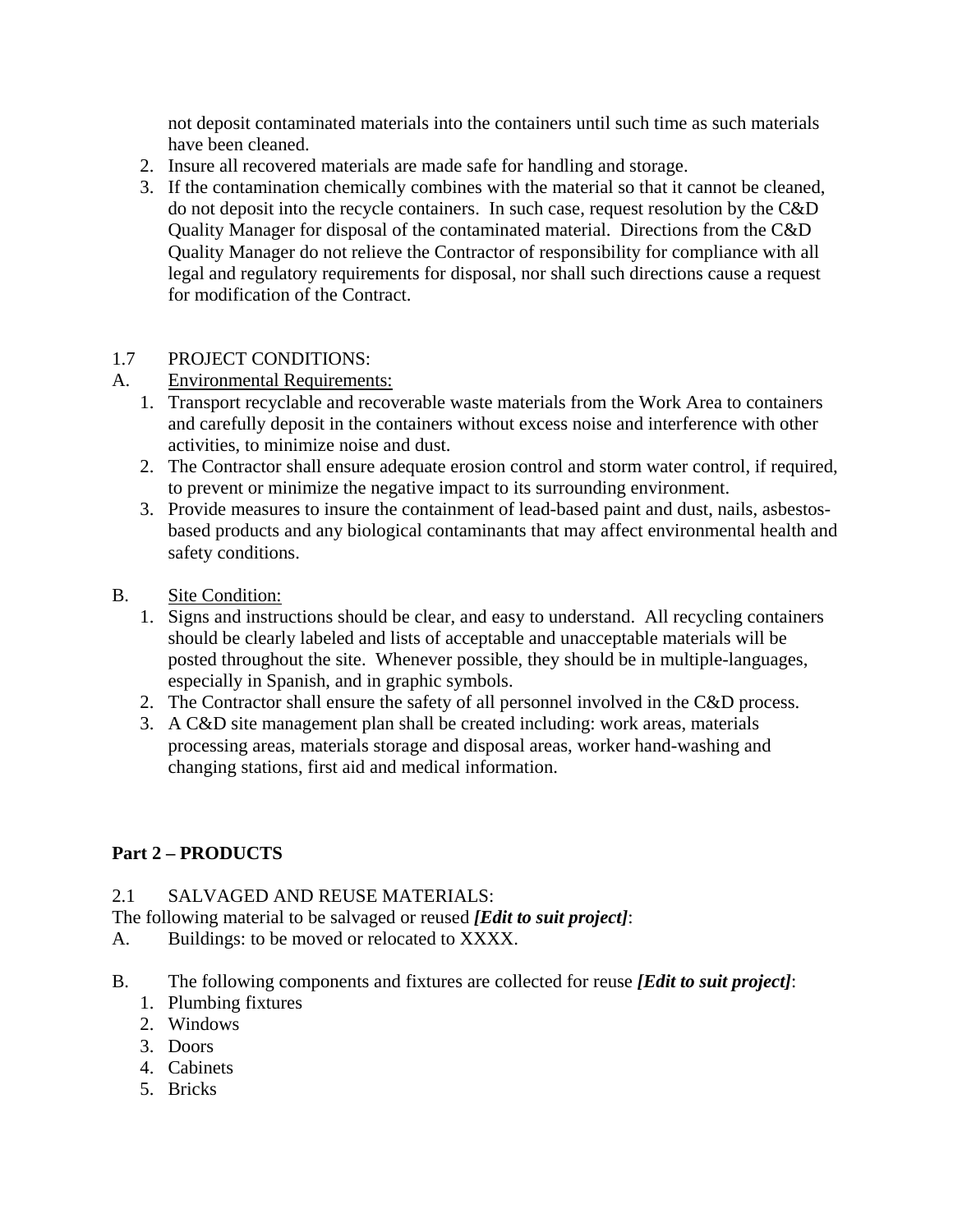not deposit contaminated materials into the containers until such time as such materials have been cleaned.

2. Insure all recovered materials are made safe for handling and storage.
3. If the contamination chemically combines with the material so that it cannot be cleaned, do not deposit into the recycle containers. In such case, request resolution by the C&D Quality Manager for disposal of the contaminated material. Directions from the C&D Quality Manager do not relieve the Contractor of responsibility for compliance with all legal and regulatory requirements for disposal, nor shall such directions cause a request for modification of the Contract.

1.7 PROJECT CONDITIONS:

A. Environmental Requirements:

1. Transport recyclable and recoverable waste materials from the Work Area to containers and carefully deposit in the containers without excess noise and interference with other activities, to minimize noise and dust.
2. The Contractor shall ensure adequate erosion control and storm water control, if required, to prevent or minimize the negative impact to its surrounding environment.
3. Provide measures to insure the containment of lead-based paint and dust, nails, asbestos-based products and any biological contaminants that may affect environmental health and safety conditions.

B. Site Condition:

1. Signs and instructions should be clear, and easy to understand. All recycling containers should be clearly labeled and lists of acceptable and unacceptable materials will be posted throughout the site. Whenever possible, they should be in multiple-languages, especially in Spanish, and in graphic symbols.
2. The Contractor shall ensure the safety of all personnel involved in the C&D process.
3. A C&D site management plan shall be created including: work areas, materials processing areas, materials storage and disposal areas, worker hand-washing and changing stations, first aid and medical information.

**Part 2 – PRODUCTS**

2.1 SALVAGED AND REUSE MATERIALS:

The following material to be salvaged or reused ***[Edit to suit project]***:

A. Buildings: to be moved or relocated to XXXX.

B. The following components and fixtures are collected for reuse ***[Edit to suit project]***:

1. Plumbing fixtures
2. Windows
3. Doors
4. Cabinets
5. Bricks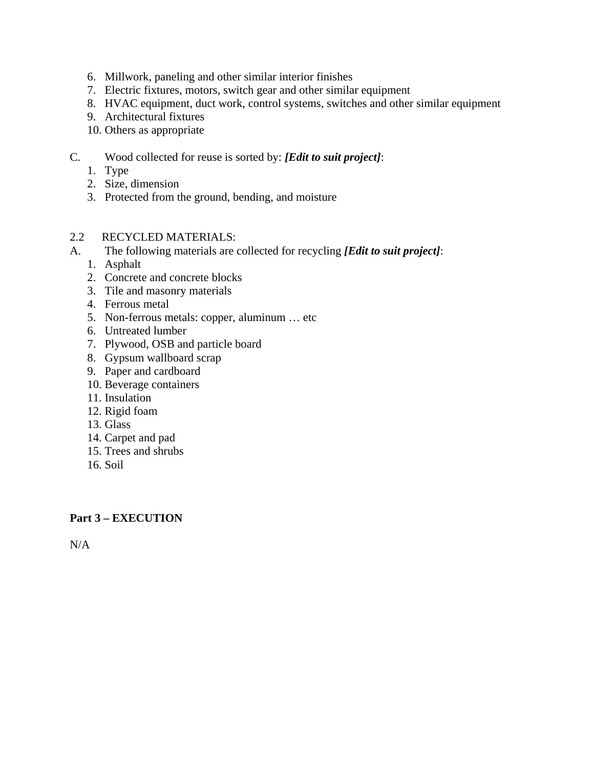6. Millwork, paneling and other similar interior finishes
7. Electric fixtures, motors, switch gear and other similar equipment
8. HVAC equipment, duct work, control systems, switches and other similar equipment
9. Architectural fixtures
10. Others as appropriate

C. Wood collected for reuse is sorted by: ***[Edit to suit project]***:

1. Type
2. Size, dimension
3. Protected from the ground, bending, and moisture

2.2 RECYCLED MATERIALS:

A. The following materials are collected for recycling ***[Edit to suit project]***:

1. Asphalt
2. Concrete and concrete blocks
3. Tile and masonry materials
4. Ferrous metal
5. Non-ferrous metals: copper, aluminum … etc
6. Untreated lumber
7. Plywood, OSB and particle board
8. Gypsum wallboard scrap
9. Paper and cardboard
10. Beverage containers
11. Insulation
12. Rigid foam
13. Glass
14. Carpet and pad
15. Trees and shrubs
16. Soil

**Part 3 – EXECUTION**

N/A